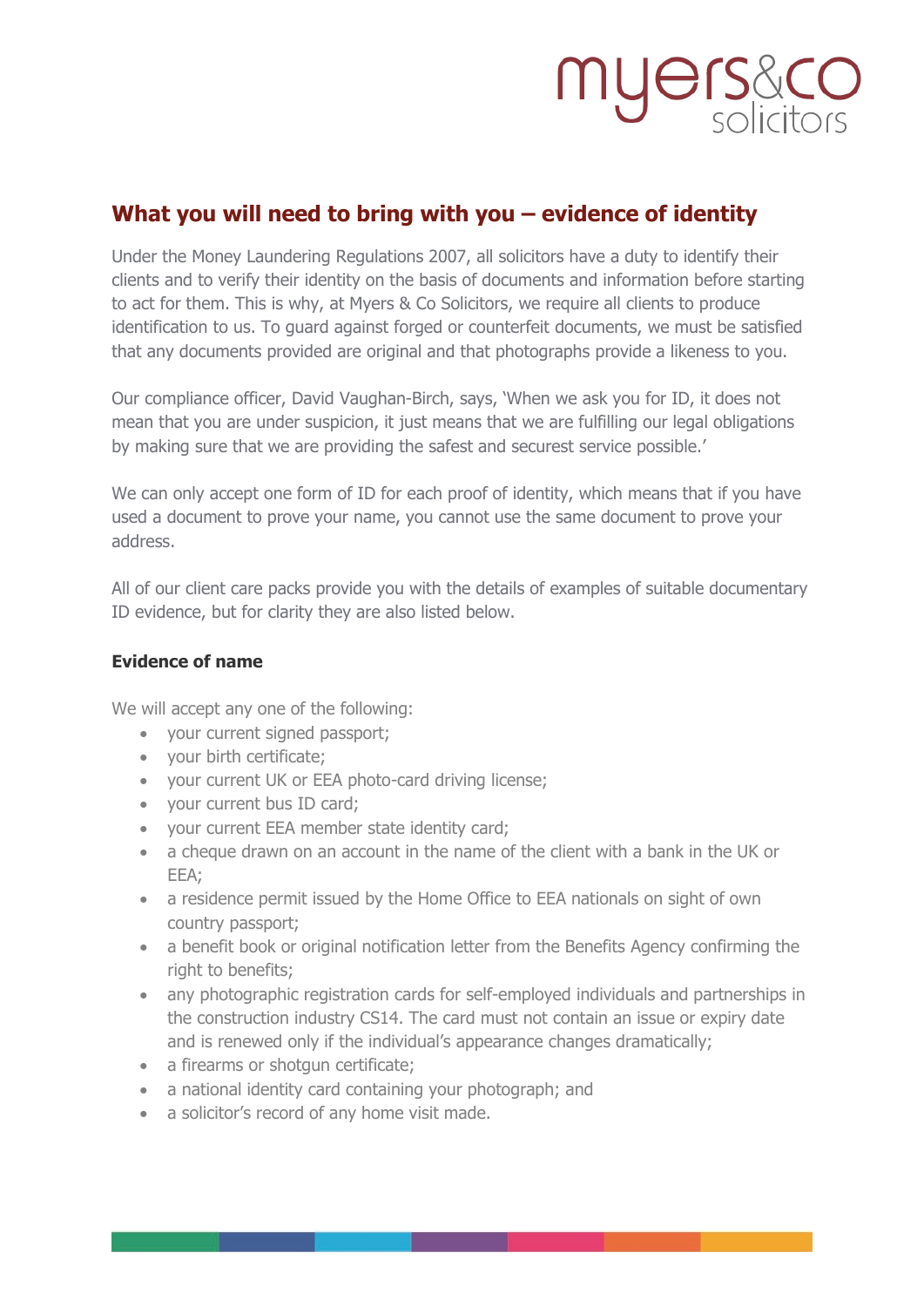# What you will need to bring with you – evidence of identity

Under the Money Laundering Regulations 2007, all solicitors have a duty to identify their clients and to verify their identity on the basis of documents and information before starting to act for them. This is why, at Myers & Co Solicitors, we require all clients to produce identification to us. To guard against forged or counterfeit documents, we must be satisfied that any documents provided are original and that photographs provide a likeness to you.

Our compliance officer, David Vaughan-Birch, says, 'When we ask you for ID, it does not mean that you are under suspicion, it just means that we are fulfilling our legal obligations by making sure that we are providing the safest and securest service possible.'

We can only accept one form of ID for each proof of identity, which means that if you have used a document to prove your name, you cannot use the same document to prove your address.

All of our client care packs provide you with the details of examples of suitable documentary ID evidence, but for clarity they are also listed below.

**Evidence of name**

We will accept any one of the following:

- your current signed passport;
- your birth certificate;
- your current UK or EEA photo-card driving license;
- your current bus ID card;
- your current EEA member state identity card;
- a cheque drawn on an account in the name of the client with a bank in the UK or EEA;
- a residence permit issued by the Home Office to EEA nationals on sight of own country passport;
- a benefit book or original notification letter from the Benefits Agency confirming the right to benefits;
- any photographic registration cards for self-employed individuals and partnerships in the construction industry CS14. The card must not contain an issue or expiry date and is renewed only if the individual's appearance changes dramatically;
- a firearms or shotgun certificate;
- a national identity card containing your photograph; and
- a solicitor's record of any home visit made.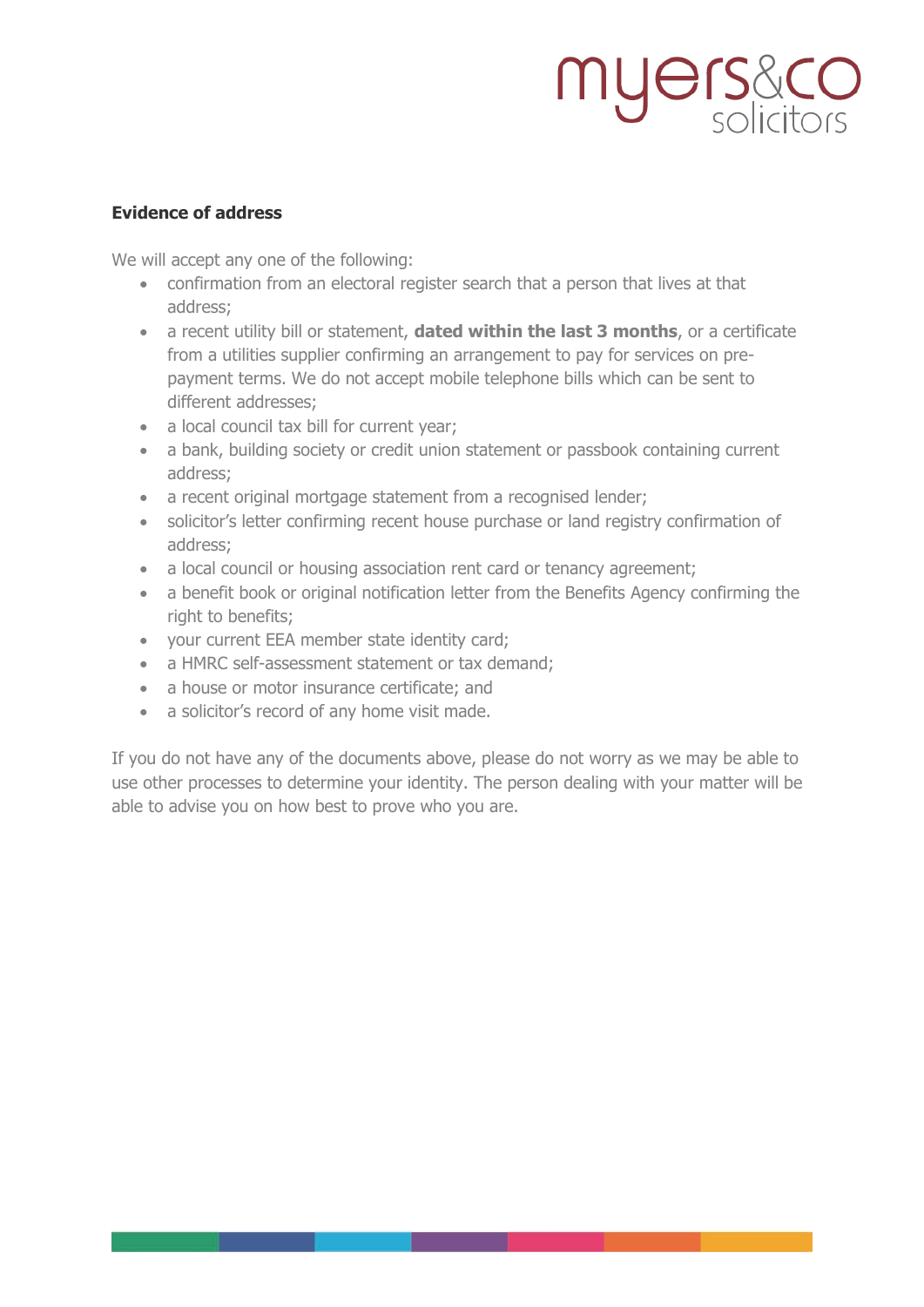**Evidence of address**

We will accept any one of the following:

- confirmation from an electoral register search that a person that lives at that address;
- a recent utility bill or statement, **dated within the last 3 months**, or a certificate from a utilities supplier confirming an arrangement to pay for services on pre-payment terms. We do not accept mobile telephone bills which can be sent to different addresses;
- a local council tax bill for current year;
- a bank, building society or credit union statement or passbook containing current address;
- a recent original mortgage statement from a recognised lender;
- solicitor's letter confirming recent house purchase or land registry confirmation of address;
- a local council or housing association rent card or tenancy agreement;
- a benefit book or original notification letter from the Benefits Agency confirming the right to benefits;
- your current EEA member state identity card;
- a HMRC self-assessment statement or tax demand;
- a house or motor insurance certificate; and
- a solicitor's record of any home visit made.

If you do not have any of the documents above, please do not worry as we may be able to use other processes to determine your identity. The person dealing with your matter will be able to advise you on how best to prove who you are.